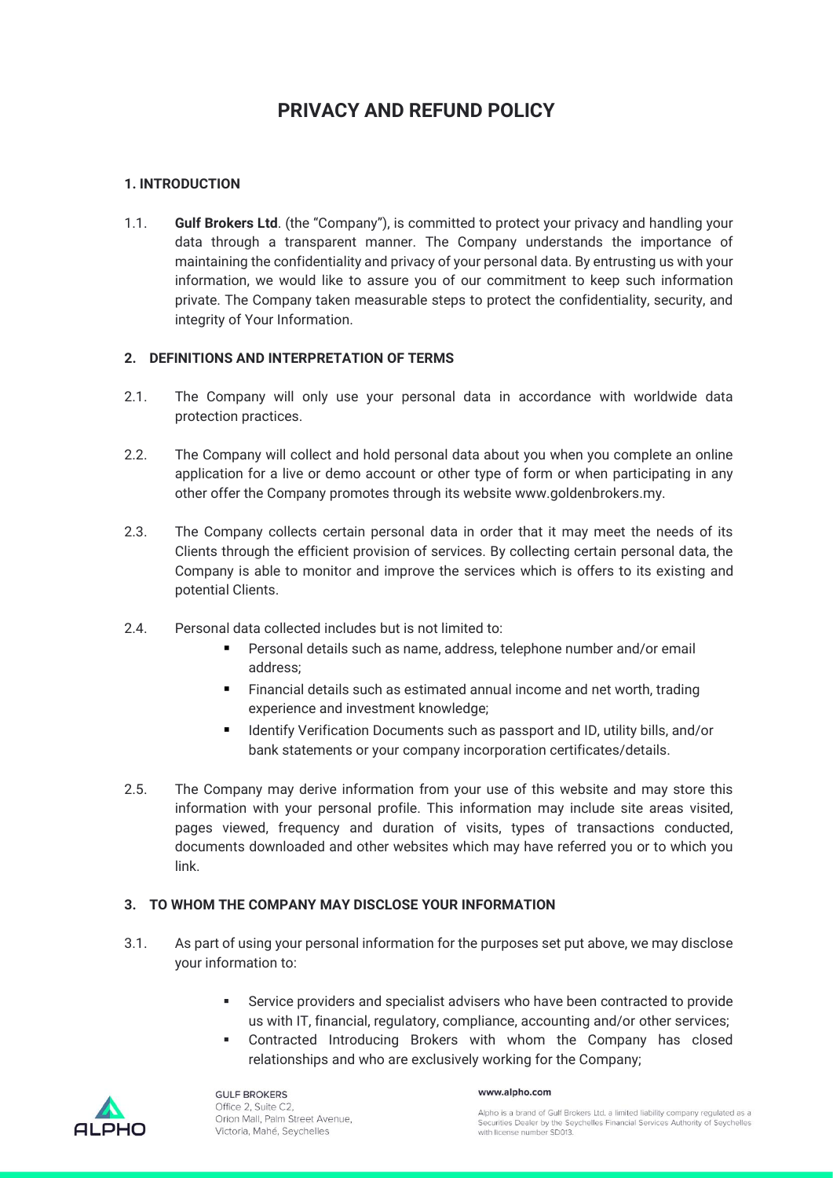# PRIVACY AND REFUND POLICY

## 1. INTRODUCTION

1.1. **Gulf Brokers Ltd**. (the "Company"), is committed to protect your privacy and handling your data through a transparent manner. The Company understands the importance of maintaining the confidentiality and privacy of your personal data. By entrusting us with your information, we would like to assure you of our commitment to keep such information private. The Company taken measurable steps to protect the confidentiality, security, and integrity of Your Information.

## 2. DEFINITIONS AND INTERPRETATION OF TERMS

2.1. The Company will only use your personal data in accordance with worldwide data protection practices.

2.2. The Company will collect and hold personal data about you when you complete an online application for a live or demo account or other type of form or when participating in any other offer the Company promotes through its website www.goldenbrokers.my.

2.3. The Company collects certain personal data in order that it may meet the needs of its Clients through the efficient provision of services. By collecting certain personal data, the Company is able to monitor and improve the services which is offers to its existing and potential Clients.

2.4. Personal data collected includes but is not limited to:

- Personal details such as name, address, telephone number and/or email address;
- Financial details such as estimated annual income and net worth, trading experience and investment knowledge;
- Identify Verification Documents such as passport and ID, utility bills, and/or bank statements or your company incorporation certificates/details.

2.5. The Company may derive information from your use of this website and may store this information with your personal profile. This information may include site areas visited, pages viewed, frequency and duration of visits, types of transactions conducted, documents downloaded and other websites which may have referred you or to which you link.

## 3. TO WHOM THE COMPANY MAY DISCLOSE YOUR INFORMATION

3.1. As part of using your personal information for the purposes set put above, we may disclose your information to:

- Service providers and specialist advisers who have been contracted to provide us with IT, financial, regulatory, compliance, accounting and/or other services;
- Contracted Introducing Brokers with whom the Company has closed relationships and who are exclusively working for the Company;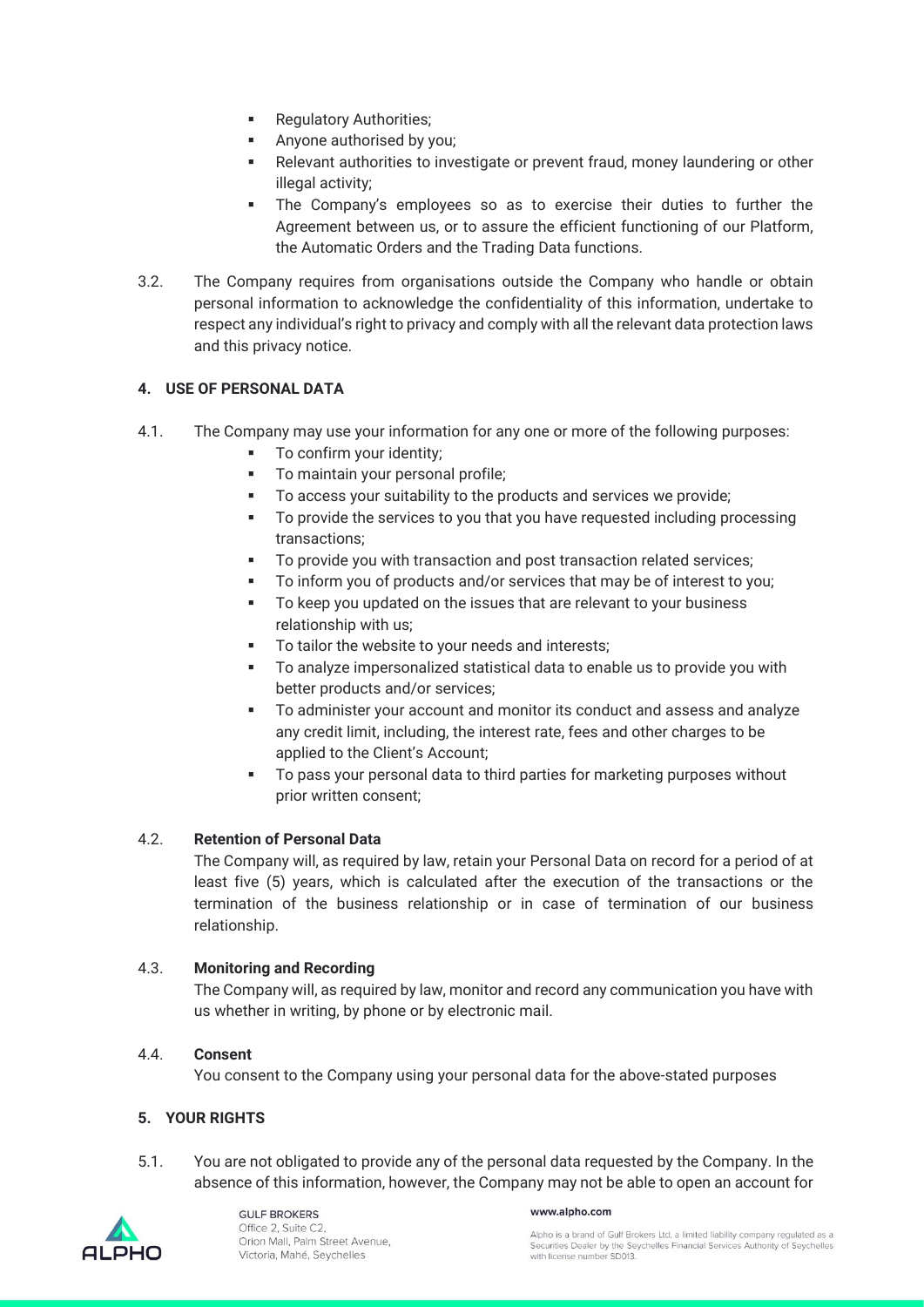- Regulatory Authorities;
- Anyone authorised by you;
- Relevant authorities to investigate or prevent fraud, money laundering or other illegal activity;
- The Company's employees so as to exercise their duties to further the Agreement between us, or to assure the efficient functioning of our Platform, the Automatic Orders and the Trading Data functions.

3.2. The Company requires from organisations outside the Company who handle or obtain personal information to acknowledge the confidentiality of this information, undertake to respect any individual's right to privacy and comply with all the relevant data protection laws and this privacy notice.

**4. USE OF PERSONAL DATA**

4.1. The Company may use your information for any one or more of the following purposes:

- To confirm your identity;
- To maintain your personal profile;
- To access your suitability to the products and services we provide;
- To provide the services to you that you have requested including processing transactions;
- To provide you with transaction and post transaction related services;
- To inform you of products and/or services that may be of interest to you;
- To keep you updated on the issues that are relevant to your business relationship with us;
- To tailor the website to your needs and interests;
- To analyze impersonalized statistical data to enable us to provide you with better products and/or services;
- To administer your account and monitor its conduct and assess and analyze any credit limit, including, the interest rate, fees and other charges to be applied to the Client's Account;
- To pass your personal data to third parties for marketing purposes without prior written consent;

4.2. **Retention of Personal Data**

The Company will, as required by law, retain your Personal Data on record for a period of at least five (5) years, which is calculated after the execution of the transactions or the termination of the business relationship or in case of termination of our business relationship.

4.3. **Monitoring and Recording**

The Company will, as required by law, monitor and record any communication you have with us whether in writing, by phone or by electronic mail.

4.4. **Consent**

You consent to the Company using your personal data for the above-stated purposes

**5. YOUR RIGHTS**

5.1. You are not obligated to provide any of the personal data requested by the Company. In the absence of this information, however, the Company may not be able to open an account for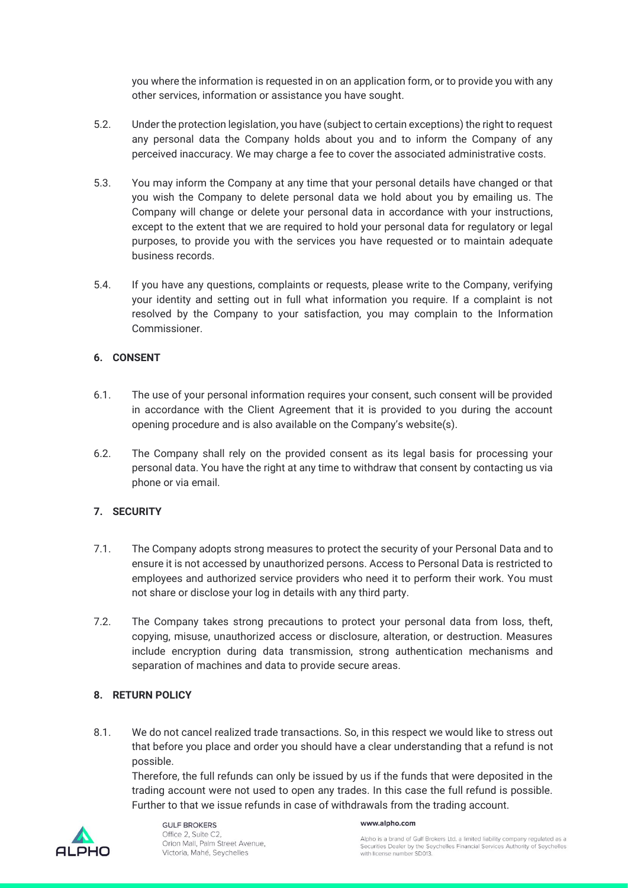you where the information is requested in on an application form, or to provide you with any other services, information or assistance you have sought.

5.2. Under the protection legislation, you have (subject to certain exceptions) the right to request any personal data the Company holds about you and to inform the Company of any perceived inaccuracy. We may charge a fee to cover the associated administrative costs.

5.3. You may inform the Company at any time that your personal details have changed or that you wish the Company to delete personal data we hold about you by emailing us. The Company will change or delete your personal data in accordance with your instructions, except to the extent that we are required to hold your personal data for regulatory or legal purposes, to provide you with the services you have requested or to maintain adequate business records.

5.4. If you have any questions, complaints or requests, please write to the Company, verifying your identity and setting out in full what information you require. If a complaint is not resolved by the Company to your satisfaction, you may complain to the Information Commissioner.

## 6. CONSENT

6.1. The use of your personal information requires your consent, such consent will be provided in accordance with the Client Agreement that it is provided to you during the account opening procedure and is also available on the Company's website(s).

6.2. The Company shall rely on the provided consent as its legal basis for processing your personal data. You have the right at any time to withdraw that consent by contacting us via phone or via email.

## 7. SECURITY

7.1. The Company adopts strong measures to protect the security of your Personal Data and to ensure it is not accessed by unauthorized persons. Access to Personal Data is restricted to employees and authorized service providers who need it to perform their work. You must not share or disclose your log in details with any third party.

7.2. The Company takes strong precautions to protect your personal data from loss, theft, copying, misuse, unauthorized access or disclosure, alteration, or destruction. Measures include encryption during data transmission, strong authentication mechanisms and separation of machines and data to provide secure areas.

## 8. RETURN POLICY

8.1. We do not cancel realized trade transactions. So, in this respect we would like to stress out that before you place and order you should have a clear understanding that a refund is not possible.
Therefore, the full refunds can only be issued by us if the funds that were deposited in the trading account were not used to open any trades. In this case the full refund is possible. Further to that we issue refunds in case of withdrawals from the trading account.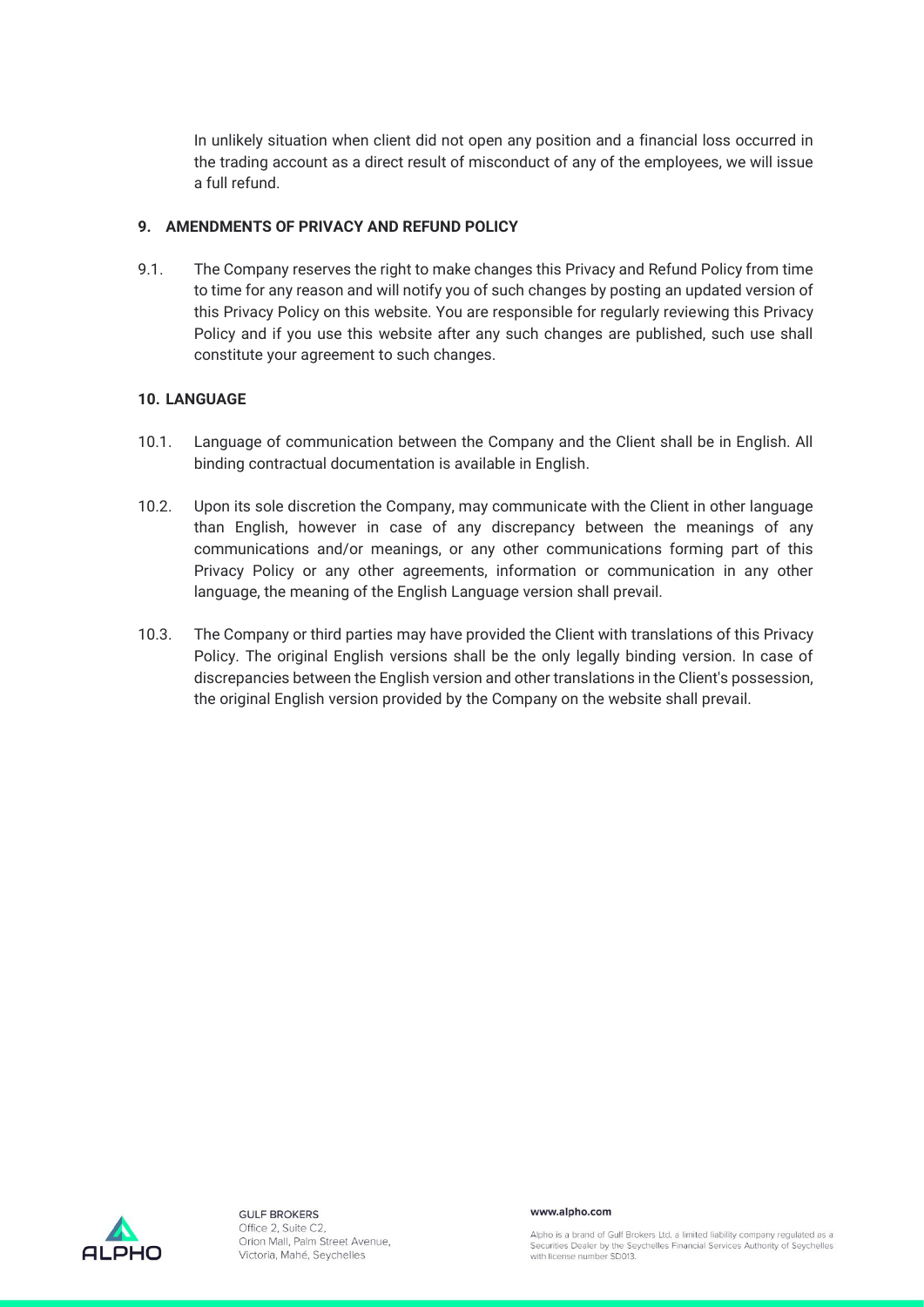In unlikely situation when client did not open any position and a financial loss occurred in the trading account as a direct result of misconduct of any of the employees, we will issue a full refund.

## 9. AMENDMENTS OF PRIVACY AND REFUND POLICY

9.1. The Company reserves the right to make changes this Privacy and Refund Policy from time to time for any reason and will notify you of such changes by posting an updated version of this Privacy Policy on this website. You are responsible for regularly reviewing this Privacy Policy and if you use this website after any such changes are published, such use shall constitute your agreement to such changes.

## 10. LANGUAGE

10.1. Language of communication between the Company and the Client shall be in English. All binding contractual documentation is available in English.

10.2. Upon its sole discretion the Company, may communicate with the Client in other language than English, however in case of any discrepancy between the meanings of any communications and/or meanings, or any other communications forming part of this Privacy Policy or any other agreements, information or communication in any other language, the meaning of the English Language version shall prevail.

10.3. The Company or third parties may have provided the Client with translations of this Privacy Policy. The original English versions shall be the only legally binding version. In case of discrepancies between the English version and other translations in the Client's possession, the original English version provided by the Company on the website shall prevail.